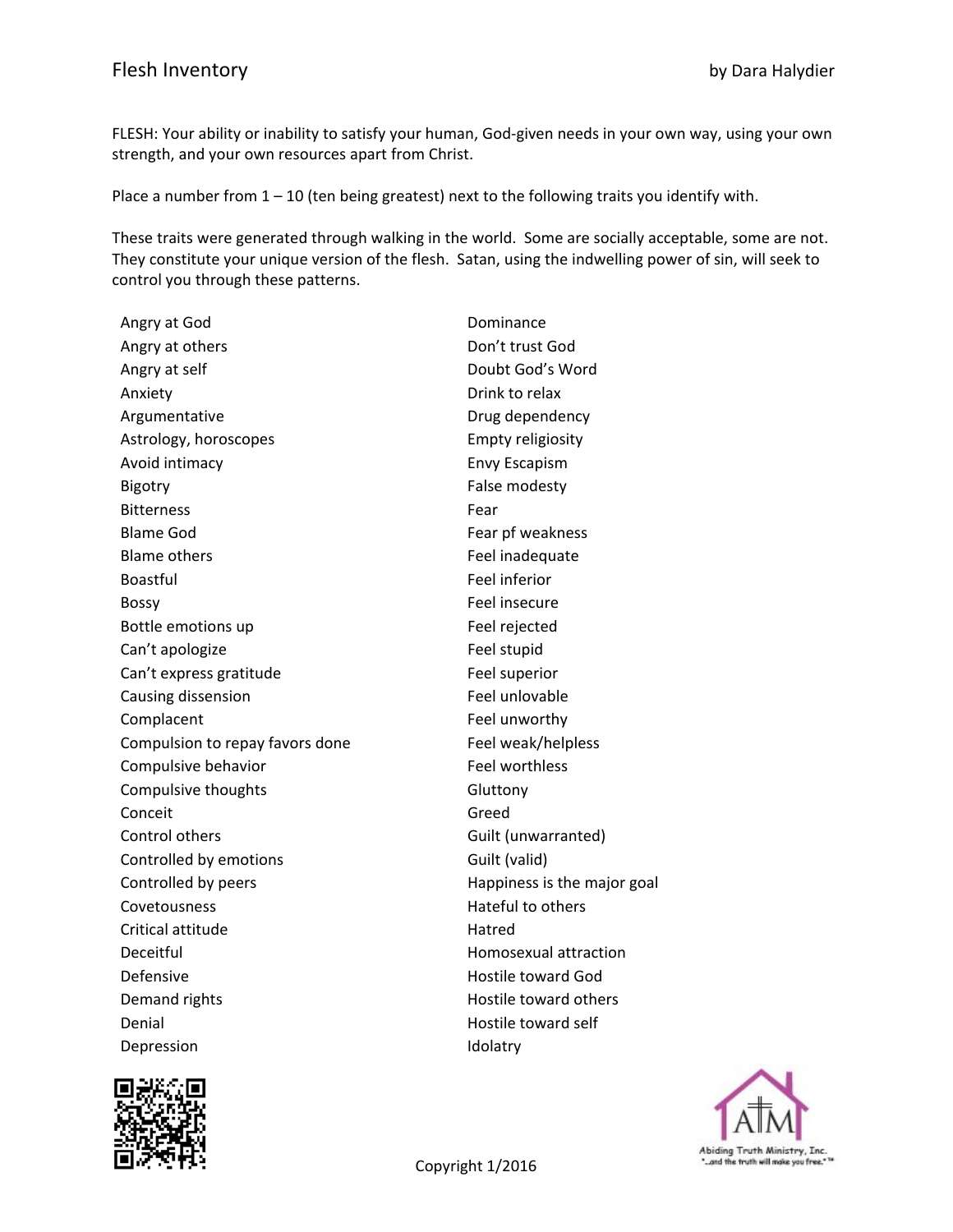# Flesh Inventory

by Dara Halydier

FLESH: Your ability or inability to satisfy your human, God-given needs in your own way, using your own strength, and your own resources apart from Christ.

Place a number from 1 – 10 (ten being greatest) next to the following traits you identify with.

These traits were generated through walking in the world. Some are socially acceptable, some are not. They constitute your unique version of the flesh. Satan, using the indwelling power of sin, will seek to control you through these patterns.

Angry at God
Angry at others
Angry at self
Anxiety
Argumentative
Astrology, horoscopes
Avoid intimacy
Bigotry
Bitterness
Blame God
Blame others
Boastful
Bossy
Bottle emotions up
Can't apologize
Can't express gratitude
Causing dissension
Complacent
Compulsion to repay favors done
Compulsive behavior
Compulsive thoughts
Conceit
Control others
Controlled by emotions
Controlled by peers
Covetousness
Critical attitude
Deceitful
Defensive
Demand rights
Denial
Depression
Dominance
Don't trust God
Doubt God's Word
Drink to relax
Drug dependency
Empty religiosity
Envy Escapism
False modesty
Fear
Fear pf weakness
Feel inadequate
Feel inferior
Feel insecure
Feel rejected
Feel stupid
Feel superior
Feel unlovable
Feel unworthy
Feel weak/helpless
Feel worthless
Gluttony
Greed
Guilt (unwarranted)
Guilt (valid)
Happiness is the major goal
Hateful to others
Hatred
Homosexual attraction
Hostile toward God
Hostile toward others
Hostile toward self
Idolatry

Copyright 1/2016

Abiding Truth Ministry, Inc.
"...and the truth will make you free."™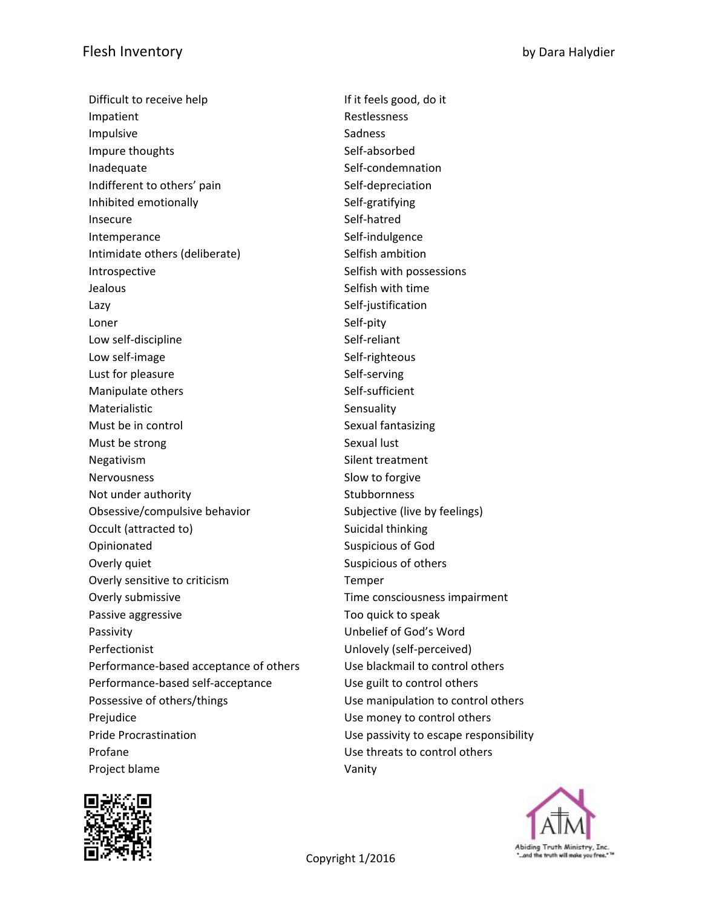Difficult to receive help
Impatient
Impulsive
Impure thoughts
Inadequate
Indifferent to others' pain
Inhibited emotionally
Insecure
Intemperance
Intimidate others (deliberate)
Introspective
Jealous
Lazy
Loner
Low self-discipline
Low self-image
Lust for pleasure
Manipulate others
Materialistic
Must be in control
Must be strong
Negativism
Nervousness
Not under authority
Obsessive/compulsive behavior
Occult (attracted to)
Opinionated
Overly quiet
Overly sensitive to criticism
Overly submissive
Passive aggressive
Passivity
Perfectionist
Performance-based acceptance of others
Performance-based self-acceptance
Possessive of others/things
Prejudice
Pride Procrastination
Profane
Project blame

If it feels good, do it
Restlessness
Sadness
Self-absorbed
Self-condemnation
Self-depreciation
Self-gratifying
Self-hatred
Self-indulgence
Selfish ambition
Selfish with possessions
Selfish with time
Self-justification
Self-pity
Self-reliant
Self-righteous
Self-serving
Self-sufficient
Sensuality
Sexual fantasizing
Sexual lust
Silent treatment
Slow to forgive
Stubbornness
Subjective (live by feelings)
Suicidal thinking
Suspicious of God
Suspicious of others
Temper
Time consciousness impairment
Too quick to speak
Unbelief of God's Word
Unlovely (self-perceived)
Use blackmail to control others
Use guilt to control others
Use manipulation to control others
Use money to control others
Use passivity to escape responsibility
Use threats to control others
Vanity

Copyright 1/2016

Abiding Truth Ministry, Inc.
"...and the truth will make you free."™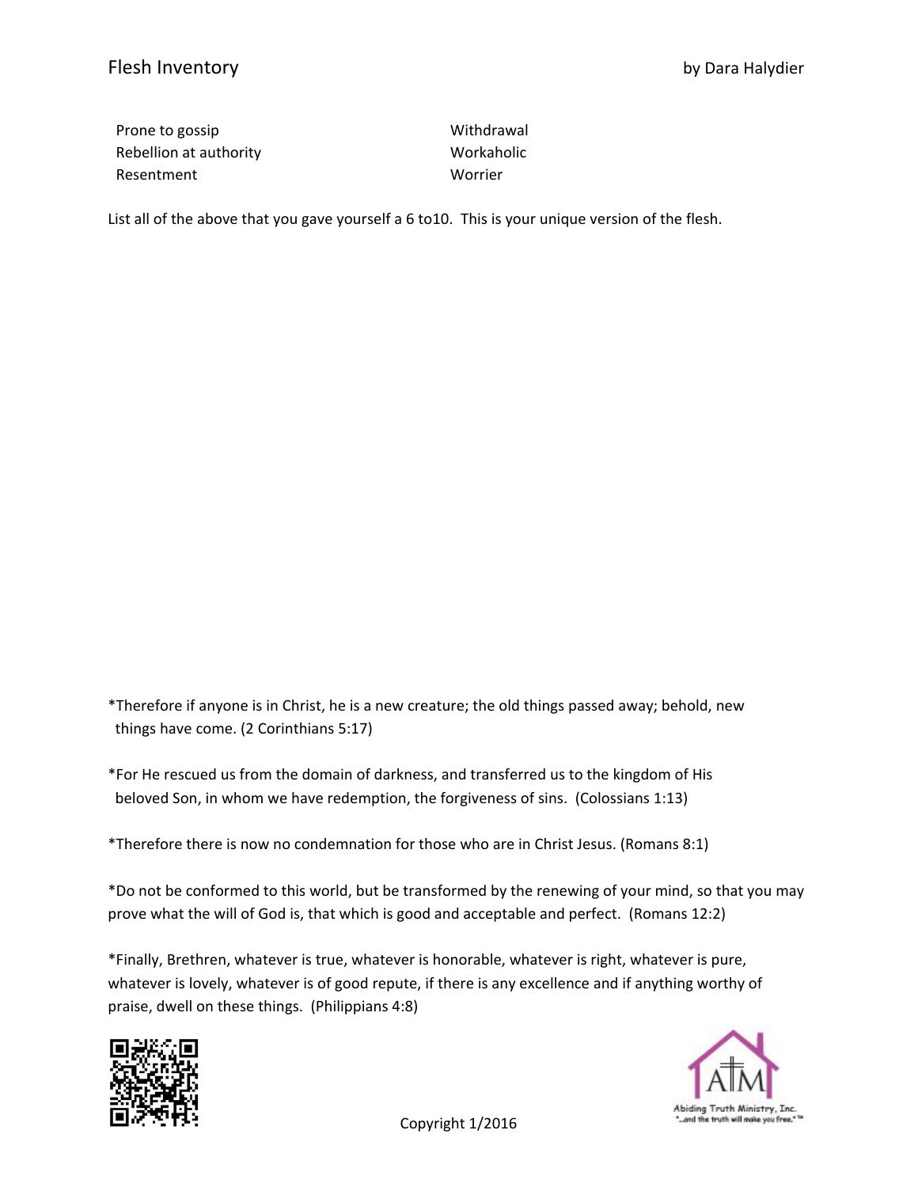Prone to gossip
Rebellion at authority
Resentment
Withdrawal
Workaholic
Worrier

List all of the above that you gave yourself a 6 to10. This is your unique version of the flesh.

*Therefore if anyone is in Christ, he is a new creature; the old things passed away; behold, new things have come. (2 Corinthians 5:17)

*For He rescued us from the domain of darkness, and transferred us to the kingdom of His beloved Son, in whom we have redemption, the forgiveness of sins. (Colossians 1:13)

*Therefore there is now no condemnation for those who are in Christ Jesus. (Romans 8:1)

*Do not be conformed to this world, but be transformed by the renewing of your mind, so that you may prove what the will of God is, that which is good and acceptable and perfect. (Romans 12:2)

*Finally, Brethren, whatever is true, whatever is honorable, whatever is right, whatever is pure, whatever is lovely, whatever is of good repute, if there is any excellence and if anything worthy of praise, dwell on these things. (Philippians 4:8)

Copyright 1/2016

Abiding Truth Ministry, Inc.
"...and the truth will make you free."™